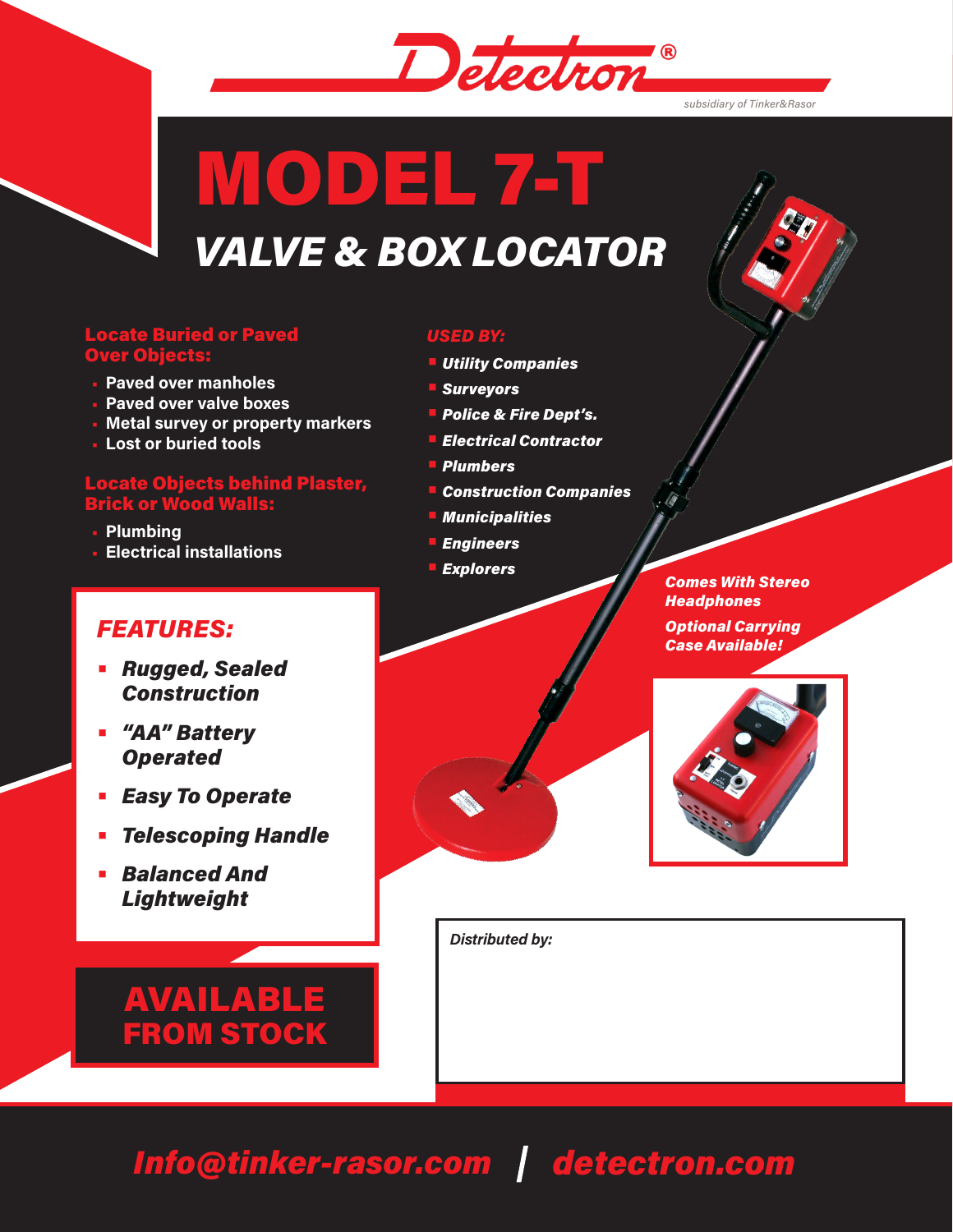Detectron®

subsidiary of Tinker&Rasor

# MODEL 7-T

## *VALVE & BOX LOCATOR*

**Locate Buried or Paved Over Objects:**

- Paved over manholes
- Paved over valve boxes
- Metal survey or property markers
- Lost or buried tools

**Locate Objects behind Plaster, Brick or Wood Walls:**

- Plumbing
- Electrical installations

***USED BY:***

- ***Utility Companies***
- ***Surveyors***
- ***Police & Fire Dept's.***
- ***Electrical Contractor***
- ***Plumbers***
- ***Construction Companies***
- ***Municipalities***
- ***Engineers***
- ***Explorers***

***Comes With Stereo Headphones***

***Optional Carrying Case Available!***

### *FEATURES:*

- ***Rugged, Sealed Construction***
- ***"AA" Battery Operated***
- ***Easy To Operate***
- ***Telescoping Handle***
- ***Balanced And Lightweight***

**AVAILABLE FROM STOCK**

*Distributed by:*

***Info@tinker-rasor.com | detectron.com***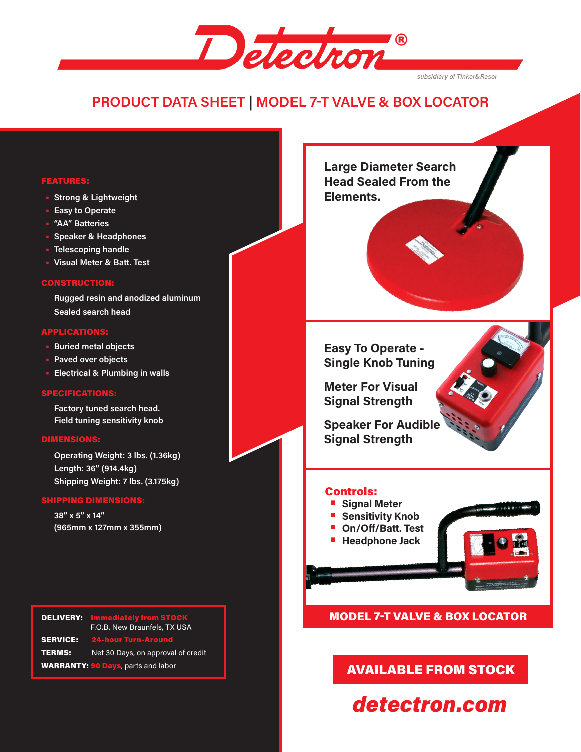# Detectron®

*subsidiary of Tinker&Rasor*

## PRODUCT DATA SHEET | MODEL 7-T VALVE & BOX LOCATOR

### FEATURES:

- Strong & Lightweight
- Easy to Operate
- "AA" Batteries
- Speaker & Headphones
- Telescoping handle
- Visual Meter & Batt. Test

### CONSTRUCTION:

Rugged resin and anodized aluminum
Sealed search head

### APPLICATIONS:

- Buried metal objects
- Paved over objects
- Electrical & Plumbing in walls

### SPECIFICATIONS:

Factory tuned search head.
Field tuning sensitivity knob

### DIMENSIONS:

Operating Weight: 3 lbs. (1.36kg)
Length: 36" (914.4kg)
Shipping Weight: 7 lbs. (3.175kg)

### SHIPPING DIMENSIONS:

38" x 5" x 14"
(965mm x 127mm x 355mm)

**DELIVERY:** **Immediately from STOCK**
F.O.B. New Braunfels, TX USA
**SERVICE:** **24-hour Turn-Around**
**TERMS:** Net 30 Days, on approval of credit
**WARRANTY:** **90 Days**, parts and labor

**Large Diameter Search Head Sealed From the Elements.**

**Easy To Operate - Single Knob Tuning**

**Meter For Visual Signal Strength**

**Speaker For Audible Signal Strength**

### Controls:

- Signal Meter
- Sensitivity Knob
- On/Off/Batt. Test
- Headphone Jack

**MODEL 7-T VALVE & BOX LOCATOR**

**AVAILABLE FROM STOCK**

***detectron.com***